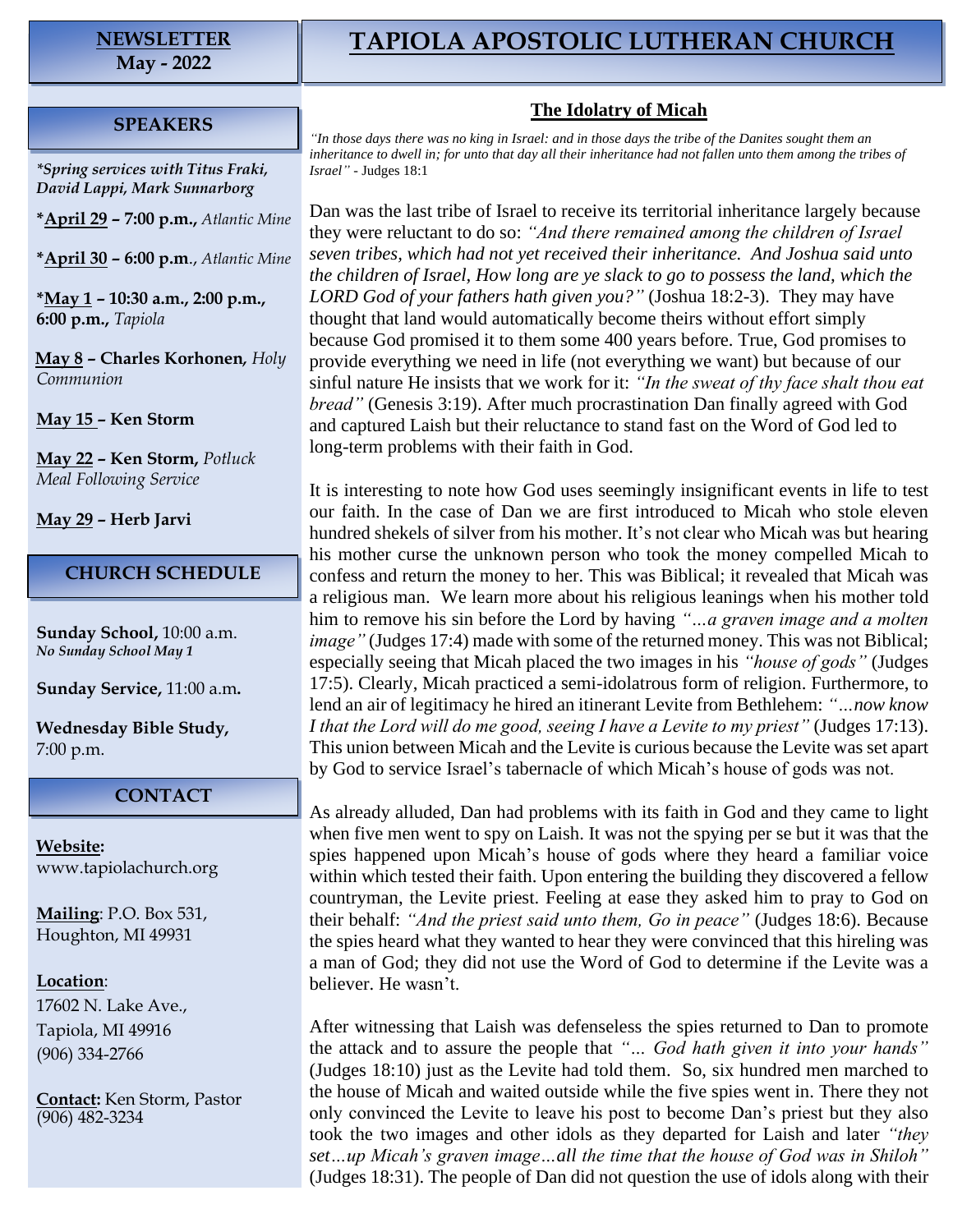# TAPIOLA APOSTOLIC LUTHERAN CHURCH

**NEWSLETTER**
**May - 2022**

## SPEAKERS

***Spring services with Titus Fraki, David Lappi, Mark Sunnarborg***

***April 29 – 7:00 p.m.,** *Atlantic Mine*

***April 30 – 6:00 p.m.**, *Atlantic Mine*

***May 1 – 10:30 a.m., 2:00 p.m., 6:00 p.m.,** *Tapiola*

**May 8 – Charles Korhonen,** *Holy Communion*

**May 15 – Ken Storm**

**May 22 – Ken Storm,** *Potluck Meal Following Service*

**May 29 – Herb Jarvi**

## CHURCH SCHEDULE

**Sunday School,** 10:00 a.m.
***No Sunday School May 1***

**Sunday Service,** 11:00 a.m**.**

**Wednesday Bible Study,** 7:00 p.m.

## CONTACT

**Website:**
www.tapiolachurch.org

**Mailing**: P.O. Box 531, Houghton, MI 49931

**Location**:
17602 N. Lake Ave.,
Tapiola, MI 49916
(906) 334-2766

**Contact:** Ken Storm, Pastor
(906) 482-3234

## The Idolatry of Micah

*"In those days there was no king in Israel: and in those days the tribe of the Danites sought them an inheritance to dwell in; for unto that day all their inheritance had not fallen unto them among the tribes of Israel"* - Judges 18:1

Dan was the last tribe of Israel to receive its territorial inheritance largely because they were reluctant to do so: *"And there remained among the children of Israel seven tribes, which had not yet received their inheritance. And Joshua said unto the children of Israel, How long are ye slack to go to possess the land, which the LORD God of your fathers hath given you?"* (Joshua 18:2-3). They may have thought that land would automatically become theirs without effort simply because God promised it to them some 400 years before. True, God promises to provide everything we need in life (not everything we want) but because of our sinful nature He insists that we work for it: *"In the sweat of thy face shalt thou eat bread"* (Genesis 3:19). After much procrastination Dan finally agreed with God and captured Laish but their reluctance to stand fast on the Word of God led to long-term problems with their faith in God.

It is interesting to note how God uses seemingly insignificant events in life to test our faith. In the case of Dan we are first introduced to Micah who stole eleven hundred shekels of silver from his mother. It's not clear who Micah was but hearing his mother curse the unknown person who took the money compelled Micah to confess and return the money to her. This was Biblical; it revealed that Micah was a religious man. We learn more about his religious leanings when his mother told him to remove his sin before the Lord by having *"…a graven image and a molten image"* (Judges 17:4) made with some of the returned money. This was not Biblical; especially seeing that Micah placed the two images in his *"house of gods"* (Judges 17:5). Clearly, Micah practiced a semi-idolatrous form of religion. Furthermore, to lend an air of legitimacy he hired an itinerant Levite from Bethlehem: *"…now know I that the Lord will do me good, seeing I have a Levite to my priest"* (Judges 17:13). This union between Micah and the Levite is curious because the Levite was set apart by God to service Israel's tabernacle of which Micah's house of gods was not.

As already alluded, Dan had problems with its faith in God and they came to light when five men went to spy on Laish. It was not the spying per se but it was that the spies happened upon Micah's house of gods where they heard a familiar voice within which tested their faith. Upon entering the building they discovered a fellow countryman, the Levite priest. Feeling at ease they asked him to pray to God on their behalf: *"And the priest said unto them, Go in peace"* (Judges 18:6). Because the spies heard what they wanted to hear they were convinced that this hireling was a man of God; they did not use the Word of God to determine if the Levite was a believer. He wasn't.

After witnessing that Laish was defenseless the spies returned to Dan to promote the attack and to assure the people that *"… God hath given it into your hands"* (Judges 18:10) just as the Levite had told them. So, six hundred men marched to the house of Micah and waited outside while the five spies went in. There they not only convinced the Levite to leave his post to become Dan's priest but they also took the two images and other idols as they departed for Laish and later *"they set…up Micah's graven image…all the time that the house of God was in Shiloh"* (Judges 18:31). The people of Dan did not question the use of idols along with their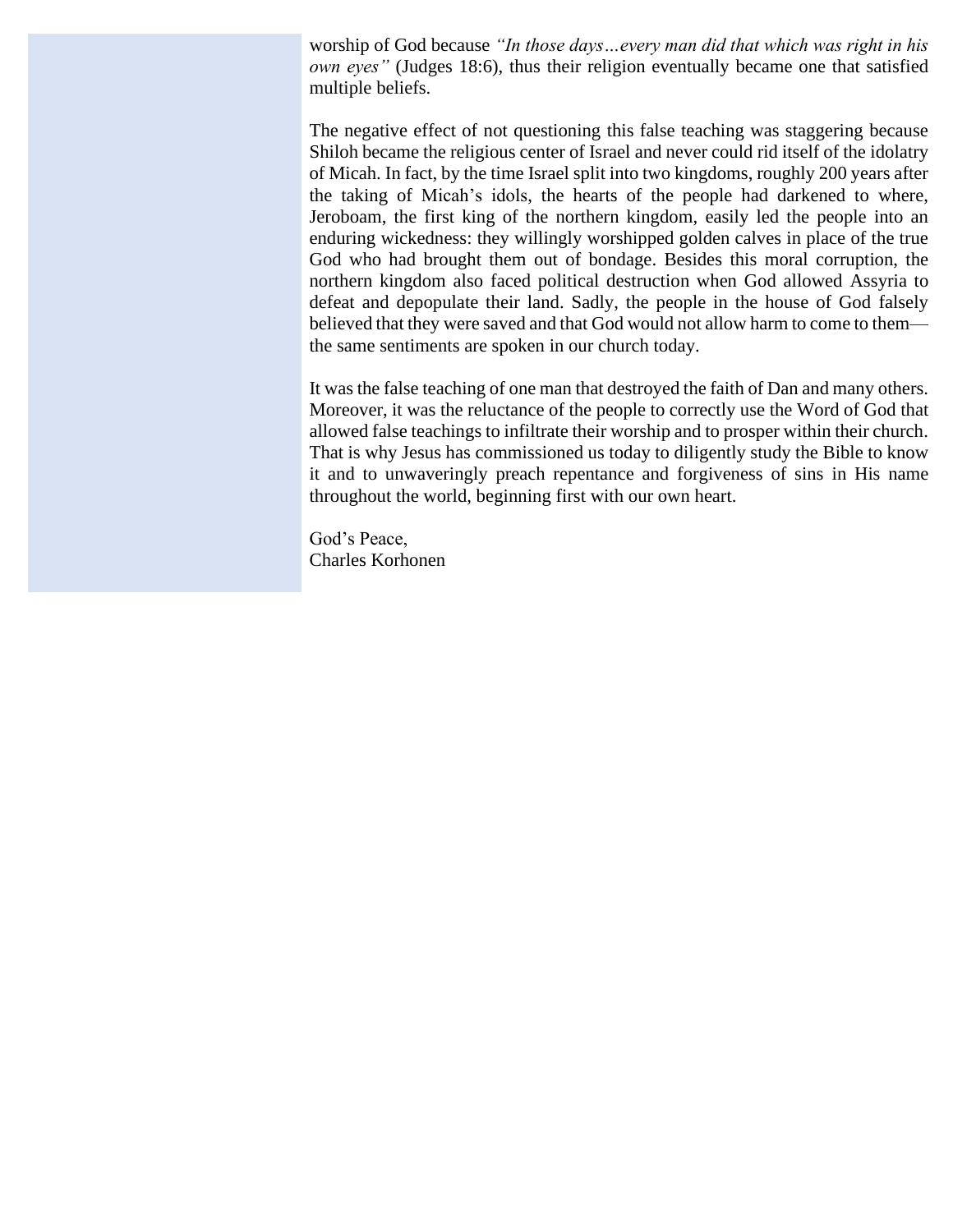worship of God because *"In those days…every man did that which was right in his own eyes"* (Judges 18:6), thus their religion eventually became one that satisfied multiple beliefs.

The negative effect of not questioning this false teaching was staggering because Shiloh became the religious center of Israel and never could rid itself of the idolatry of Micah. In fact, by the time Israel split into two kingdoms, roughly 200 years after the taking of Micah's idols, the hearts of the people had darkened to where, Jeroboam, the first king of the northern kingdom, easily led the people into an enduring wickedness: they willingly worshipped golden calves in place of the true God who had brought them out of bondage. Besides this moral corruption, the northern kingdom also faced political destruction when God allowed Assyria to defeat and depopulate their land. Sadly, the people in the house of God falsely believed that they were saved and that God would not allow harm to come to them—the same sentiments are spoken in our church today.

It was the false teaching of one man that destroyed the faith of Dan and many others. Moreover, it was the reluctance of the people to correctly use the Word of God that allowed false teachings to infiltrate their worship and to prosper within their church. That is why Jesus has commissioned us today to diligently study the Bible to know it and to unwaveringly preach repentance and forgiveness of sins in His name throughout the world, beginning first with our own heart.

God's Peace,
Charles Korhonen